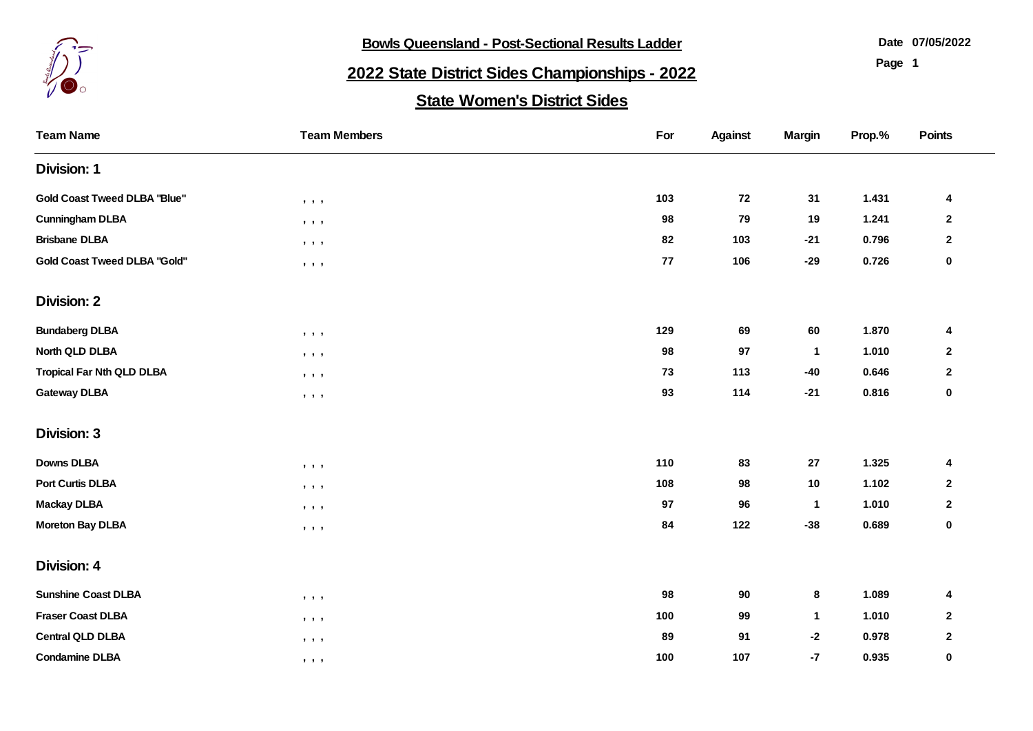**Bowls Queensland - Post-Sectional Results Ladder**

Date 07/05/2022

# 2022 State District Sides Championships - 2022

## State Women's District Sides

| Team Name | Team Members | For | Against | Margin | Prop.% | Points |
|---|---|---|---|---|---|---|
| **Division: 1** | | | | | | |
| Gold Coast Tweed DLBA "Blue" | , , , | 103 | 72 | 31 | 1.431 | 4 |
| Cunningham DLBA | , , , | 98 | 79 | 19 | 1.241 | 2 |
| Brisbane DLBA | , , , | 82 | 103 | -21 | 0.796 | 2 |
| Gold Coast Tweed DLBA "Gold" | , , , | 77 | 106 | -29 | 0.726 | 0 |
| **Division: 2** | | | | | | |
| Bundaberg DLBA | , , , | 129 | 69 | 60 | 1.870 | 4 |
| North QLD DLBA | , , , | 98 | 97 | 1 | 1.010 | 2 |
| Tropical Far Nth QLD DLBA | , , , | 73 | 113 | -40 | 0.646 | 2 |
| Gateway DLBA | , , , | 93 | 114 | -21 | 0.816 | 0 |
| **Division: 3** | | | | | | |
| Downs DLBA | , , , | 110 | 83 | 27 | 1.325 | 4 |
| Port Curtis DLBA | , , , | 108 | 98 | 10 | 1.102 | 2 |
| Mackay DLBA | , , , | 97 | 96 | 1 | 1.010 | 2 |
| Moreton Bay DLBA | , , , | 84 | 122 | -38 | 0.689 | 0 |
| **Division: 4** | | | | | | |
| Sunshine Coast DLBA | , , , | 98 | 90 | 8 | 1.089 | 4 |
| Fraser Coast DLBA | , , , | 100 | 99 | 1 | 1.010 | 2 |
| Central QLD DLBA | , , , | 89 | 91 | -2 | 0.978 | 2 |
| Condamine DLBA | , , , | 100 | 107 | -7 | 0.935 | 0 |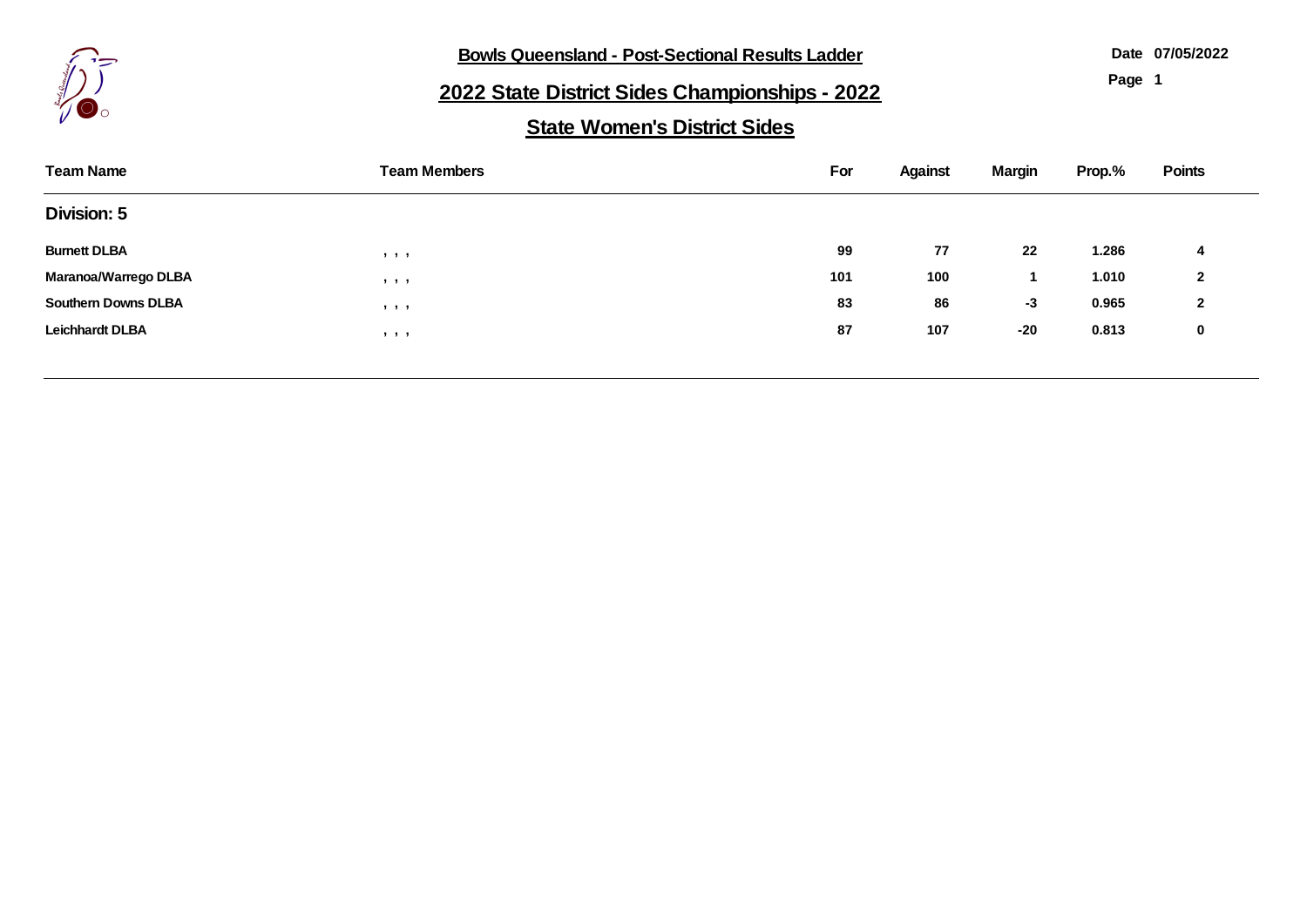**Bowls Queensland - Post-Sectional Results Ladder**

Date 07/05/2022

# 2022 State District Sides Championships - 2022

## State Women's District Sides

| Team Name | Team Members | For | Against | Margin | Prop.% | Points |
|---|---|---|---|---|---|---|
| **Division: 5** | | | | | | |
| **Burnett DLBA** | , , , | 99 | 77 | 22 | 1.286 | 4 |
| **Maranoa/Warrego DLBA** | , , , | 101 | 100 | 1 | 1.010 | 2 |
| **Southern Downs DLBA** | , , , | 83 | 86 | -3 | 0.965 | 2 |
| **Leichhardt DLBA** | , , , | 87 | 107 | -20 | 0.813 | 0 |